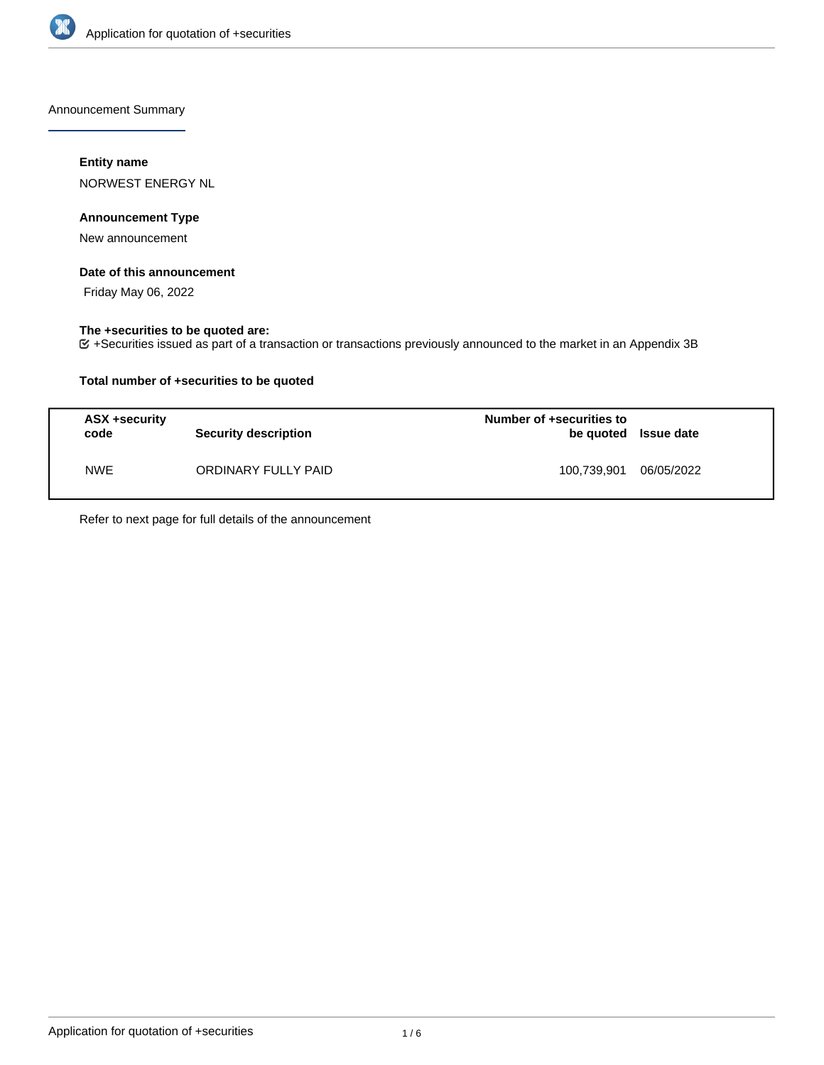Announcement Summary

**Entity name**

NORWEST ENERGY NL

**Announcement Type**

New announcement

**Date of this announcement**

Friday May 06, 2022

**The +securities to be quoted are:**

+Securities issued as part of a transaction or transactions previously announced to the market in an Appendix 3B

**Total number of +securities to be quoted**

| ASX +security code | Security description | Number of +securities to be quoted | Issue date |
|---|---|---|---|
| NWE | ORDINARY FULLY PAID | 100,739,901 | 06/05/2022 |

Refer to next page for full details of the announcement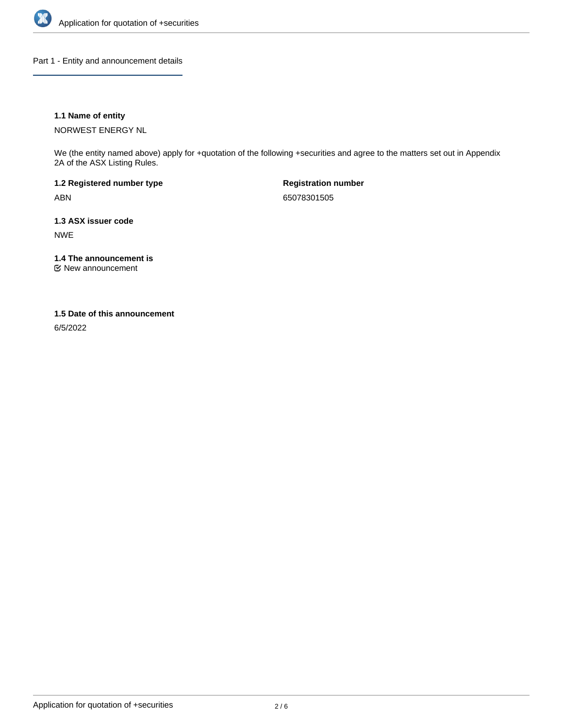## Part 1 - Entity and announcement details

**1.1 Name of entity**

NORWEST ENERGY NL

We (the entity named above) apply for +quotation of the following +securities and agree to the matters set out in Appendix 2A of the ASX Listing Rules.

**1.2 Registered number type**

ABN

**Registration number**

65078301505

**1.3 ASX issuer code**

NWE

**1.4 The announcement is**

☑ New announcement

**1.5 Date of this announcement**

6/5/2022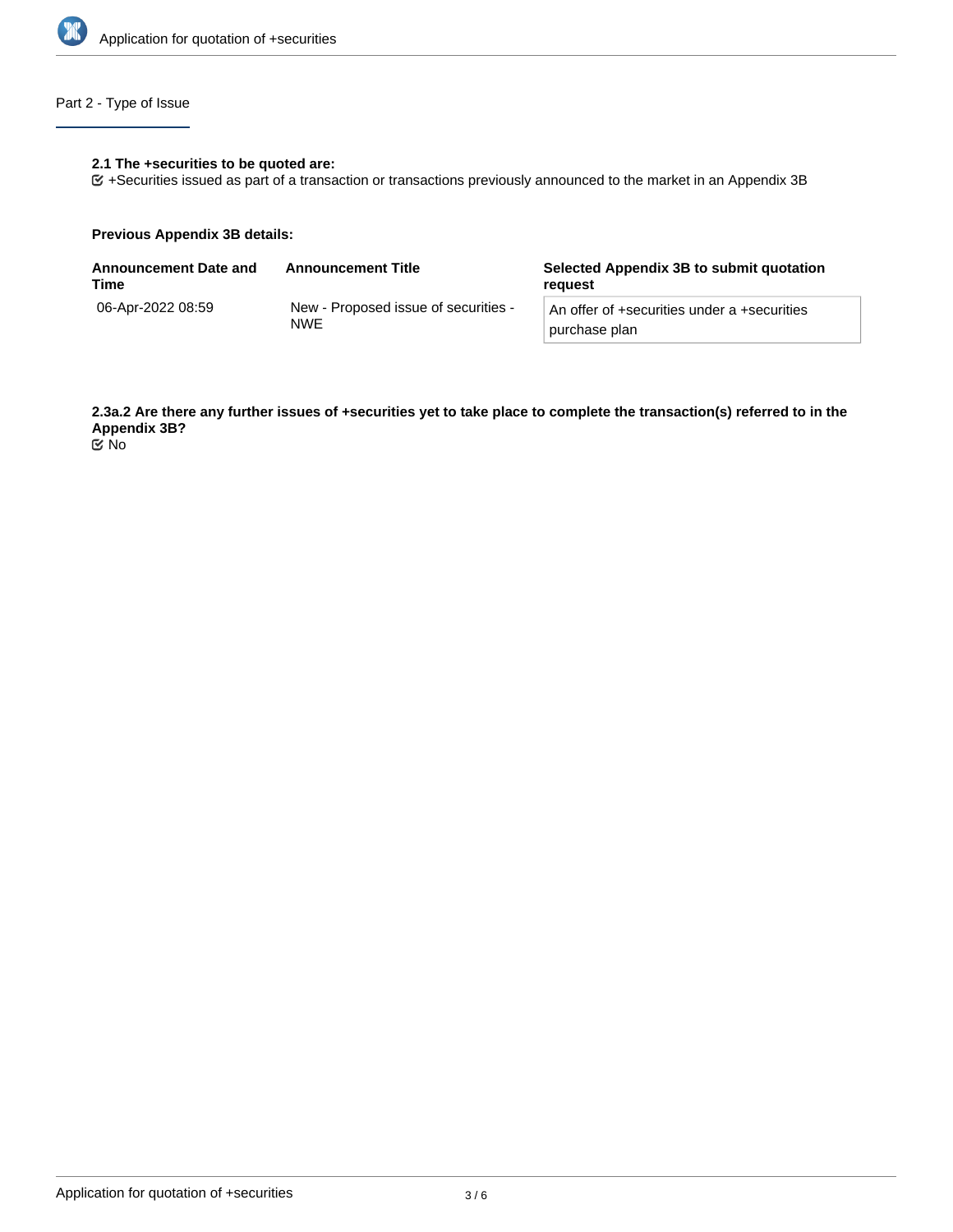## Part 2 - Type of Issue

**2.1 The +securities to be quoted are:**

☑ +Securities issued as part of a transaction or transactions previously announced to the market in an Appendix 3B

**Previous Appendix 3B details:**

| Announcement Date and Time | Announcement Title | Selected Appendix 3B to submit quotation request |
|---|---|---|
| 06-Apr-2022 08:59 | New - Proposed issue of securities - NWE | An offer of +securities under a +securities purchase plan |

**2.3a.2 Are there any further issues of +securities yet to take place to complete the transaction(s) referred to in the Appendix 3B?**

☑ No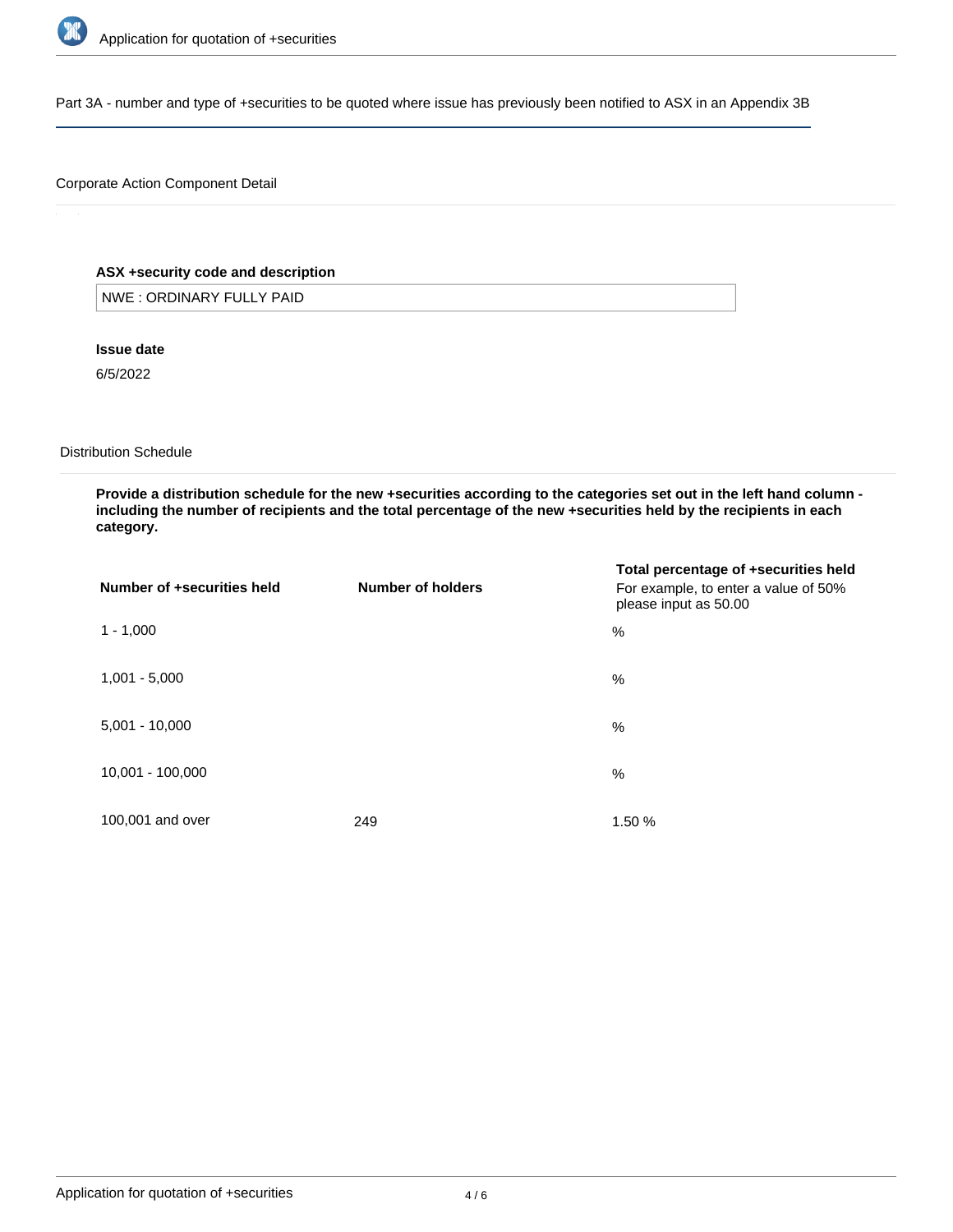Part 3A - number and type of +securities to be quoted where issue has previously been notified to ASX in an Appendix 3B

Corporate Action Component Detail

**ASX +security code and description**

NWE : ORDINARY FULLY PAID

**Issue date**

6/5/2022

Distribution Schedule

**Provide a distribution schedule for the new +securities according to the categories set out in the left hand column - including the number of recipients and the total percentage of the new +securities held by the recipients in each category.**

| Number of +securities held | Number of holders | Total percentage of +securities held<br>For example, to enter a value of 50% please input as 50.00 |
|---|---|---|
| 1 - 1,000 | | % |
| 1,001 - 5,000 | | % |
| 5,001 - 10,000 | | % |
| 10,001 - 100,000 | | % |
| 100,001 and over | 249 | 1.50 % |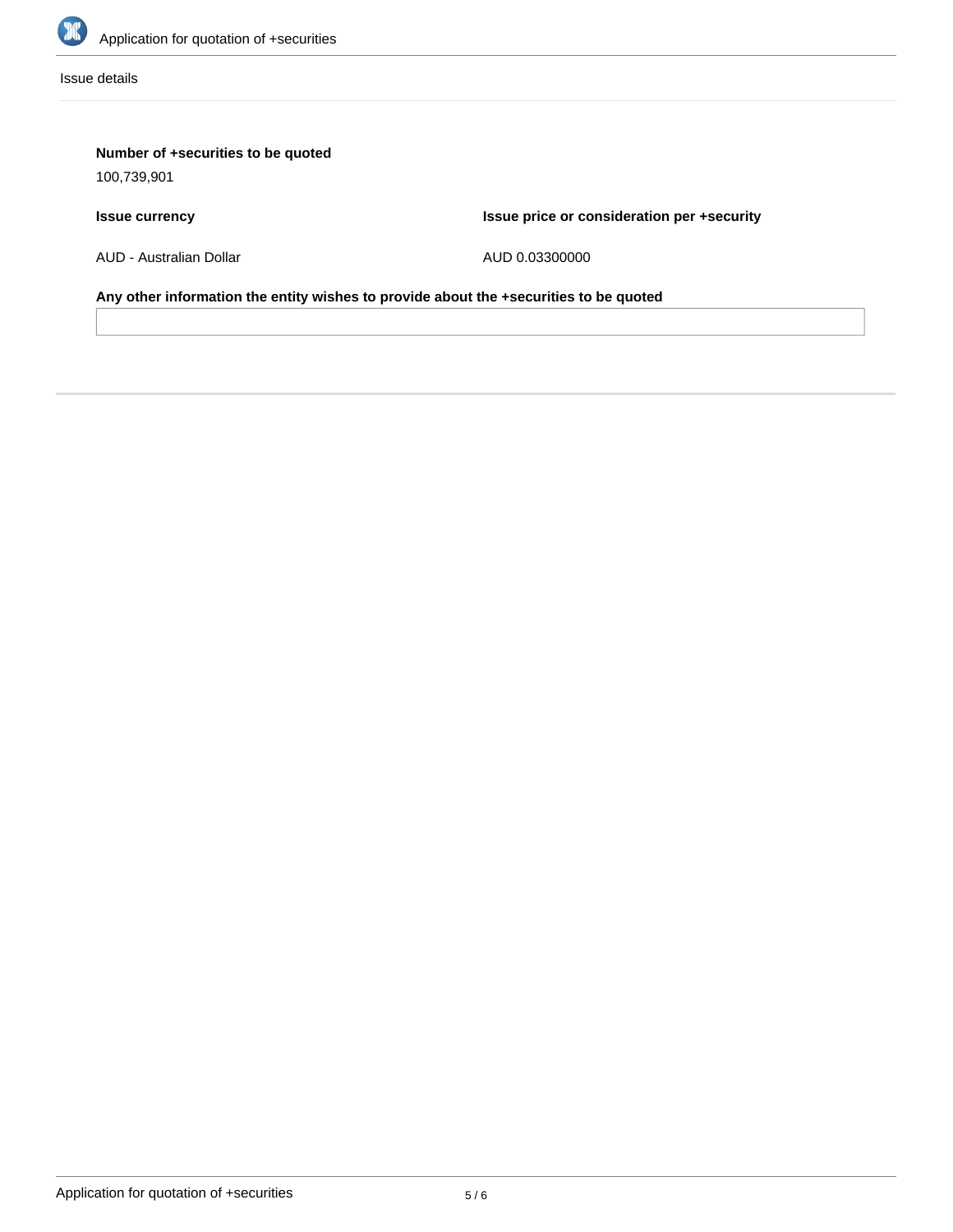Issue details

**Number of +securities to be quoted**

100,739,901

| **Issue currency** | **Issue price or consideration per +security** |
| --- | --- |
| AUD - Australian Dollar | AUD 0.03300000 |

**Any other information the entity wishes to provide about the +securities to be quoted**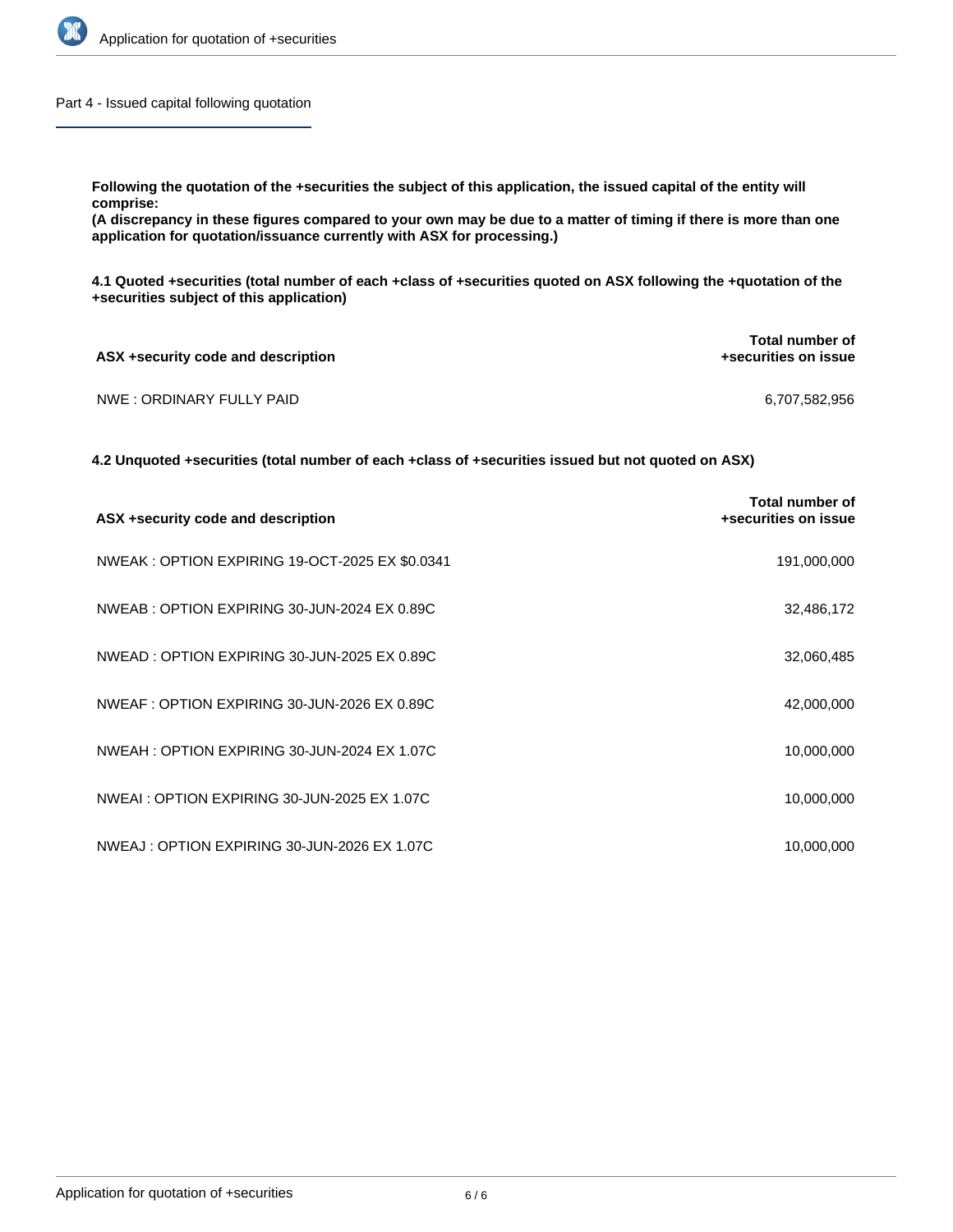## Part 4 - Issued capital following quotation

**Following the quotation of the +securities the subject of this application, the issued capital of the entity will comprise:**
**(A discrepancy in these figures compared to your own may be due to a matter of timing if there is more than one application for quotation/issuance currently with ASX for processing.)**

**4.1 Quoted +securities (total number of each +class of +securities quoted on ASX following the +quotation of the +securities subject of this application)**

| ASX +security code and description | Total number of +securities on issue |
| --- | --- |
| NWE : ORDINARY FULLY PAID | 6,707,582,956 |

**4.2 Unquoted +securities (total number of each +class of +securities issued but not quoted on ASX)**

| ASX +security code and description | Total number of +securities on issue |
| --- | --- |
| NWEAK : OPTION EXPIRING 19-OCT-2025 EX $0.0341 | 191,000,000 |
| NWEAB : OPTION EXPIRING 30-JUN-2024 EX 0.89C | 32,486,172 |
| NWEAD : OPTION EXPIRING 30-JUN-2025 EX 0.89C | 32,060,485 |
| NWEAF : OPTION EXPIRING 30-JUN-2026 EX 0.89C | 42,000,000 |
| NWEAH : OPTION EXPIRING 30-JUN-2024 EX 1.07C | 10,000,000 |
| NWEAI : OPTION EXPIRING 30-JUN-2025 EX 1.07C | 10,000,000 |
| NWEAJ : OPTION EXPIRING 30-JUN-2026 EX 1.07C | 10,000,000 |